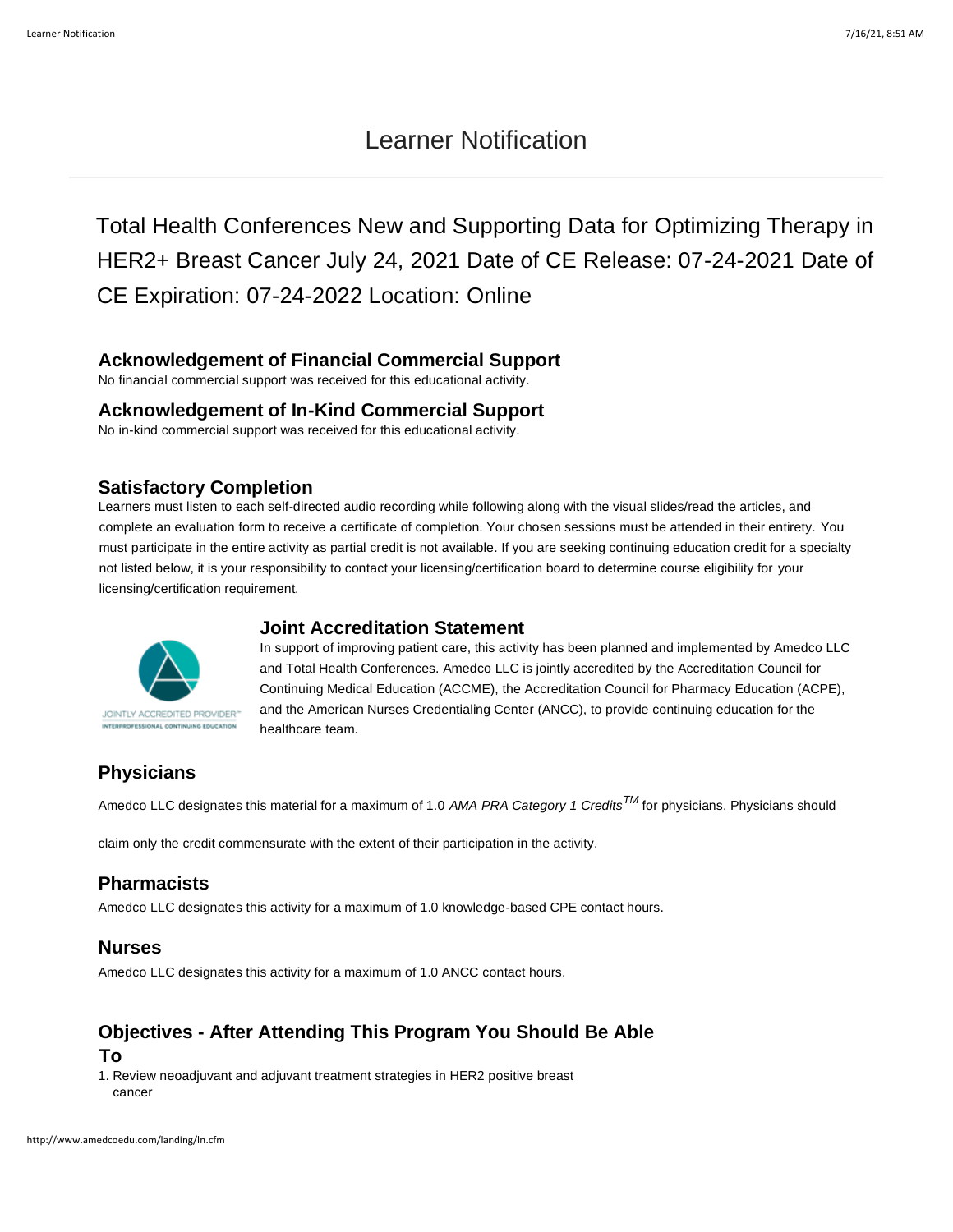# Learner Notification

Total Health Conferences New and Supporting Data for Optimizing Therapy in HER2+ Breast Cancer July 24, 2021 Date of CE Release: 07-24-2021 Date of CE Expiration: 07-24-2022 Location: Online

### Acknowledgement of Financial Commercial Support

No financial commercial support was received for this educational activity.

### Acknowledgement of In-Kind Commercial Support

No in-kind commercial support was received for this educational activity.

### Satisfactory Completion

Learners must listen to each self-directed audio recording while following along with the visual slides/read the articles, and complete an evaluation form to receive a certificate of completion. Your chosen sessions must be attended in their entirety. You must participate in the entire activity as partial credit is not available. If you are seeking continuing education credit for a specialty not listed below, it is your responsibility to contact your licensing/certification board to determine course eligibility for your licensing/certification requirement.

### Joint Accreditation Statement

JOINTLY ACCREDITED PROVIDER™ INTERPROFESSIONAL CONTINUING EDUCATION

In support of improving patient care, this activity has been planned and implemented by Amedco LLC and Total Health Conferences. Amedco LLC is jointly accredited by the Accreditation Council for Continuing Medical Education (ACCME), the Accreditation Council for Pharmacy Education (ACPE), and the American Nurses Credentialing Center (ANCC), to provide continuing education for the healthcare team.

### Physicians

Amedco LLC designates this material for a maximum of 1.0 *AMA PRA Category 1 Credits™* for physicians. Physicians should claim only the credit commensurate with the extent of their participation in the activity.

### Pharmacists

Amedco LLC designates this activity for a maximum of 1.0 knowledge-based CPE contact hours.

### Nurses

Amedco LLC designates this activity for a maximum of 1.0 ANCC contact hours.

### Objectives - After Attending This Program You Should Be Able To

1. Review neoadjuvant and adjuvant treatment strategies in HER2 positive breast cancer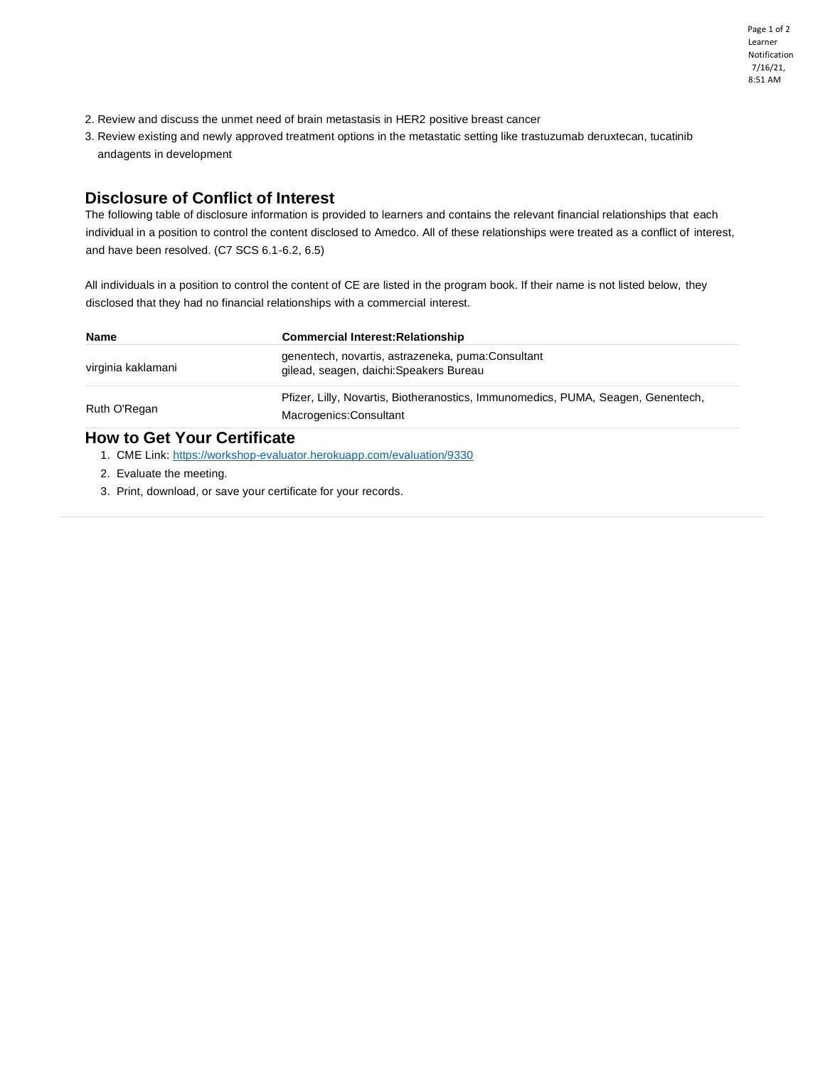2. Review and discuss the unmet need of brain metastasis in HER2 positive breast cancer
3. Review existing and newly approved treatment options in the metastatic setting like trastuzumab deruxtecan, tucatinib andagents in development

## Disclosure of Conflict of Interest

The following table of disclosure information is provided to learners and contains the relevant financial relationships that each individual in a position to control the content disclosed to Amedco. All of these relationships were treated as a conflict of interest, and have been resolved. (C7 SCS 6.1-6.2, 6.5)

All individuals in a position to control the content of CE are listed in the program book. If their name is not listed below, they disclosed that they had no financial relationships with a commercial interest.

| Name | Commercial Interest:Relationship |
| --- | --- |
| virginia kaklamani | genentech, novartis, astrazeneka, puma:Consultant<br>gilead, seagen, daichi:Speakers Bureau |
| Ruth O'Regan | Pfizer, Lilly, Novartis, Biotheranostics, Immunomedics, PUMA, Seagen, Genentech, Macrogenics:Consultant |

## How to Get Your Certificate

1. CME Link: https://workshop-evaluator.herokuapp.com/evaluation/9330
2. Evaluate the meeting.
3. Print, download, or save your certificate for your records.